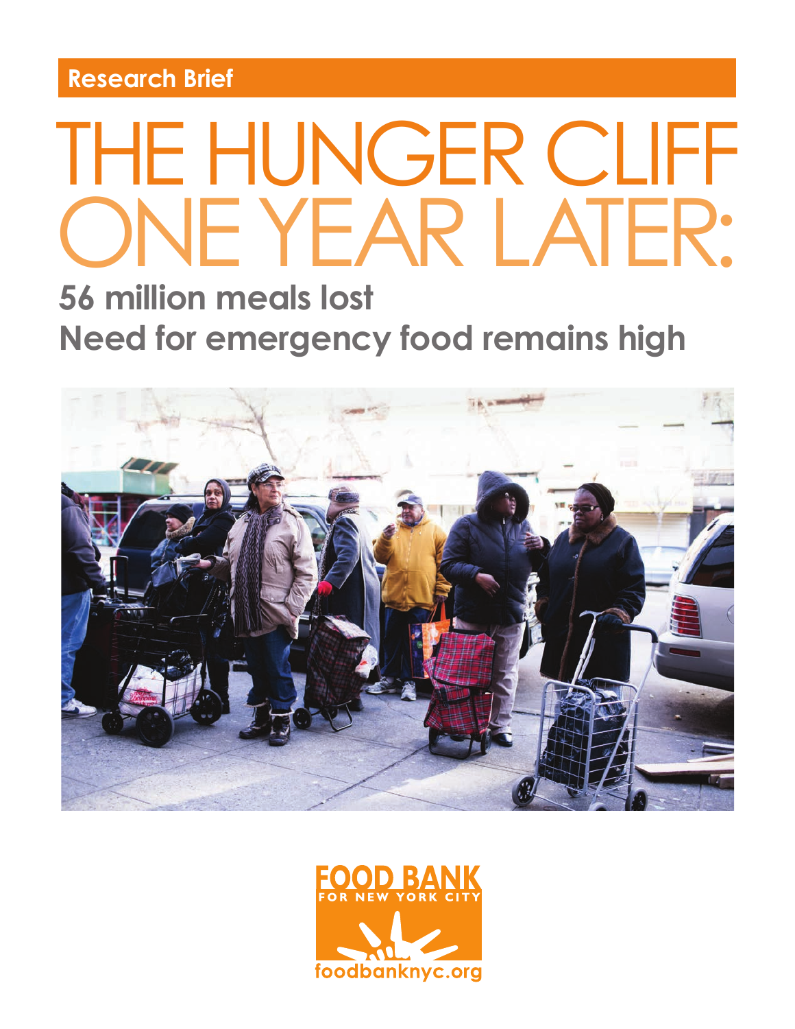Research Brief

# THE HUNGER CLIFF ONE YEAR LATER:

## 56 million meals lost
## Need for emergency food remains high

FOOD BANK FOR NEW YORK CITY

foodbanknyc.org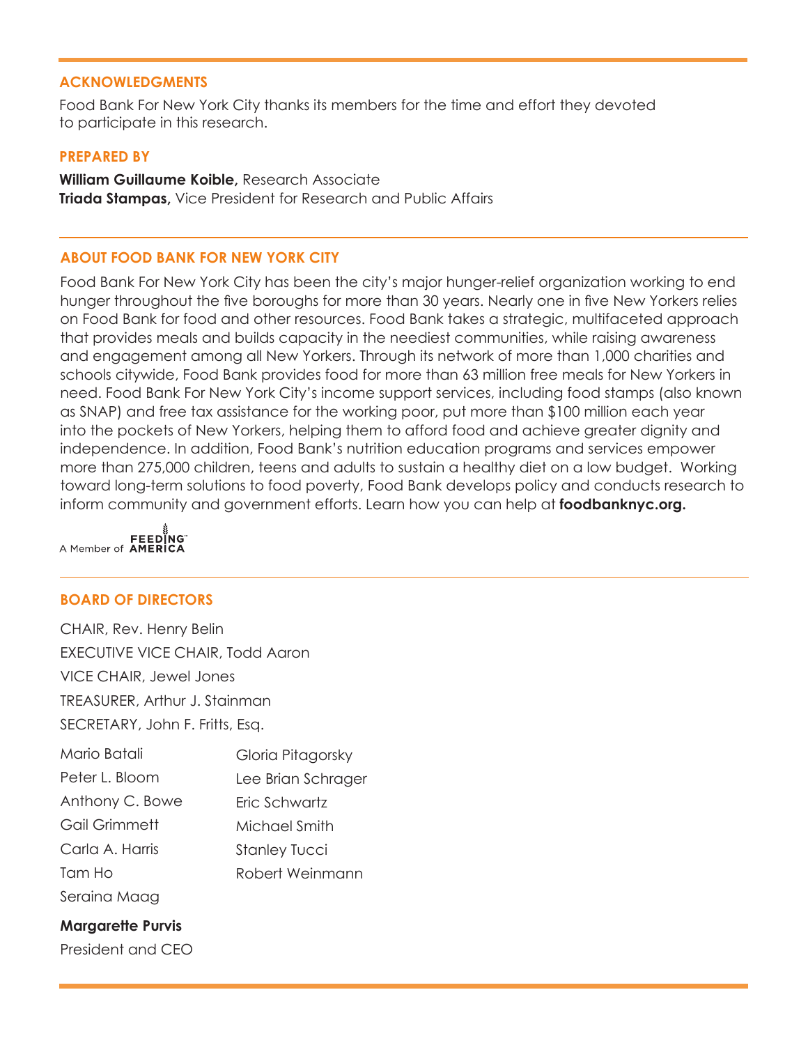## ACKNOWLEDGMENTS

Food Bank For New York City thanks its members for the time and effort they devoted to participate in this research.

## PREPARED BY

**William Guillaume Koible,** Research Associate
**Triada Stampas,** Vice President for Research and Public Affairs

## ABOUT FOOD BANK FOR NEW YORK CITY

Food Bank For New York City has been the city's major hunger-relief organization working to end hunger throughout the five boroughs for more than 30 years. Nearly one in five New Yorkers relies on Food Bank for food and other resources. Food Bank takes a strategic, multifaceted approach that provides meals and builds capacity in the neediest communities, while raising awareness and engagement among all New Yorkers. Through its network of more than 1,000 charities and schools citywide, Food Bank provides food for more than 63 million free meals for New Yorkers in need. Food Bank For New York City's income support services, including food stamps (also known as SNAP) and free tax assistance for the working poor, put more than $100 million each year into the pockets of New Yorkers, helping them to afford food and achieve greater dignity and independence. In addition, Food Bank's nutrition education programs and services empower more than 275,000 children, teens and adults to sustain a healthy diet on a low budget. Working toward long-term solutions to food poverty, Food Bank develops policy and conducts research to inform community and government efforts. Learn how you can help at **foodbanknyc.org.**

A Member of FEEDING AMERICA

## BOARD OF DIRECTORS

CHAIR, Rev. Henry Belin
EXECUTIVE VICE CHAIR, Todd Aaron
VICE CHAIR, Jewel Jones
TREASURER, Arthur J. Stainman
SECRETARY, John F. Fritts, Esq.

Mario Batali
Peter L. Bloom
Anthony C. Bowe
Gail Grimmett
Carla A. Harris
Tam Ho
Seraina Maag
Gloria Pitagorsky
Lee Brian Schrager
Eric Schwartz
Michael Smith
Stanley Tucci
Robert Weinmann

**Margarette Purvis**
President and CEO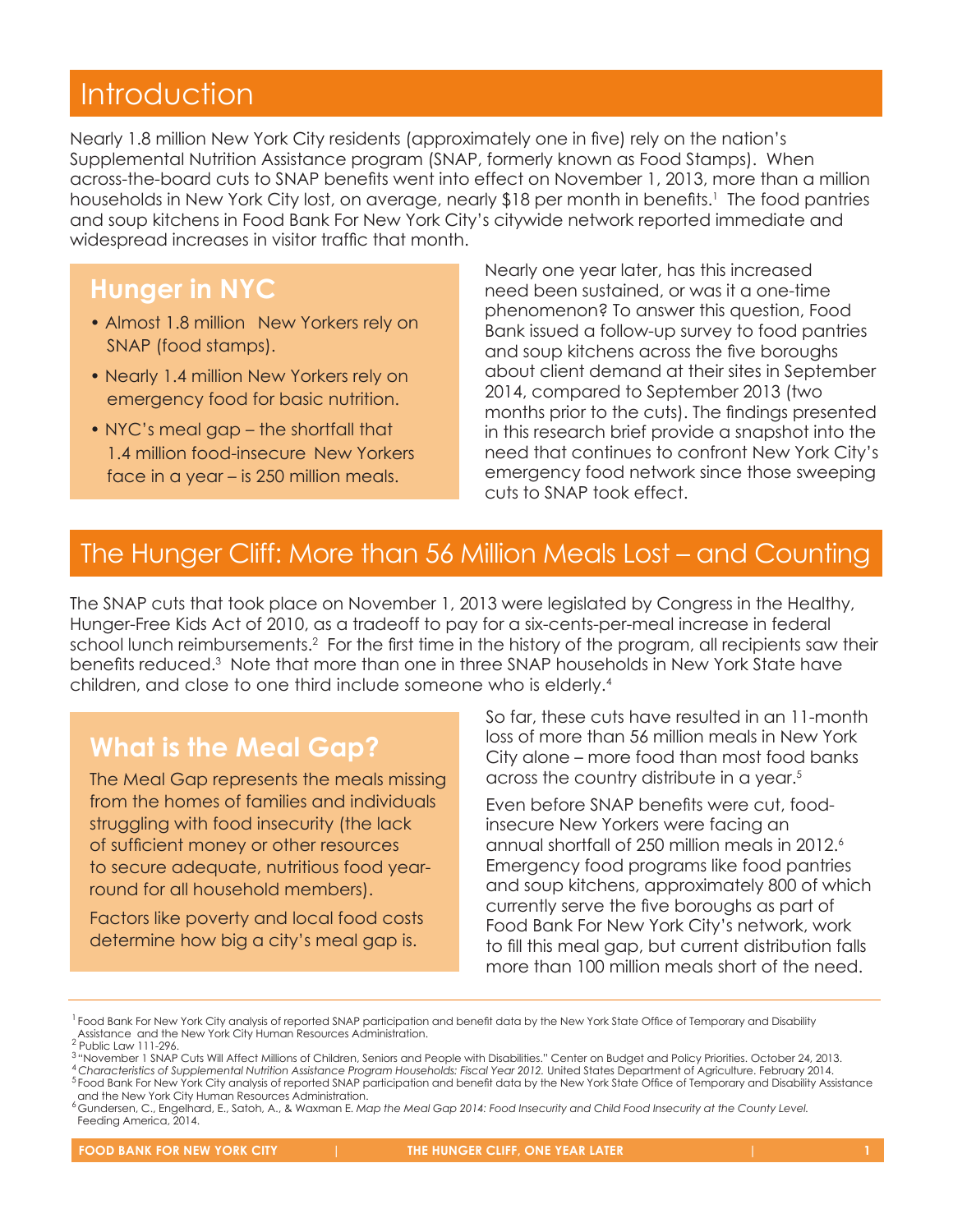# Introduction

Nearly 1.8 million New York City residents (approximately one in five) rely on the nation's Supplemental Nutrition Assistance program (SNAP, formerly known as Food Stamps). When across-the-board cuts to SNAP benefits went into effect on November 1, 2013, more than a million households in New York City lost, on average, nearly $18 per month in benefits.[1] The food pantries and soup kitchens in Food Bank For New York City's citywide network reported immediate and widespread increases in visitor traffic that month.

## Hunger in NYC

- Almost 1.8 million New Yorkers rely on SNAP (food stamps).
- Nearly 1.4 million New Yorkers rely on emergency food for basic nutrition.
- NYC's meal gap – the shortfall that 1.4 million food-insecure New Yorkers face in a year – is 250 million meals.

Nearly one year later, has this increased need been sustained, or was it a one-time phenomenon? To answer this question, Food Bank issued a follow-up survey to food pantries and soup kitchens across the five boroughs about client demand at their sites in September 2014, compared to September 2013 (two months prior to the cuts). The findings presented in this research brief provide a snapshot into the need that continues to confront New York City's emergency food network since those sweeping cuts to SNAP took effect.

# The Hunger Cliff: More than 56 Million Meals Lost – and Counting

The SNAP cuts that took place on November 1, 2013 were legislated by Congress in the Healthy, Hunger-Free Kids Act of 2010, as a tradeoff to pay for a six-cents-per-meal increase in federal school lunch reimbursements.[2] For the first time in the history of the program, all recipients saw their benefits reduced.[3] Note that more than one in three SNAP households in New York State have children, and close to one third include someone who is elderly.[4]

## What is the Meal Gap?

The Meal Gap represents the meals missing from the homes of families and individuals struggling with food insecurity (the lack of sufficient money or other resources to secure adequate, nutritious food year-round for all household members).

Factors like poverty and local food costs determine how big a city's meal gap is.

So far, these cuts have resulted in an 11-month loss of more than 56 million meals in New York City alone – more food than most food banks across the country distribute in a year.[5]

Even before SNAP benefits were cut, food-insecure New Yorkers were facing an annual shortfall of 250 million meals in 2012.[6] Emergency food programs like food pantries and soup kitchens, approximately 800 of which currently serve the five boroughs as part of Food Bank For New York City's network, work to fill this meal gap, but current distribution falls more than 100 million meals short of the need.

---

[1] Food Bank For New York City analysis of reported SNAP participation and benefit data by the New York State Office of Temporary and Disability Assistance and the New York City Human Resources Administration.
[2] Public Law 111-296.
[3] "November 1 SNAP Cuts Will Affect Millions of Children, Seniors and People with Disabilities." Center on Budget and Policy Priorities. October 24, 2013.
[4] *Characteristics of Supplemental Nutrition Assistance Program Households: Fiscal Year 2012.* United States Department of Agriculture. February 2014.
[5] Food Bank For New York City analysis of reported SNAP participation and benefit data by the New York State Office of Temporary and Disability Assistance and the New York City Human Resources Administration.
[6] Gundersen, C., Engelhard, E., Satoh, A., & Waxman E. *Map the Meal Gap 2014: Food Insecurity and Child Food Insecurity at the County Level.* Feeding America, 2014.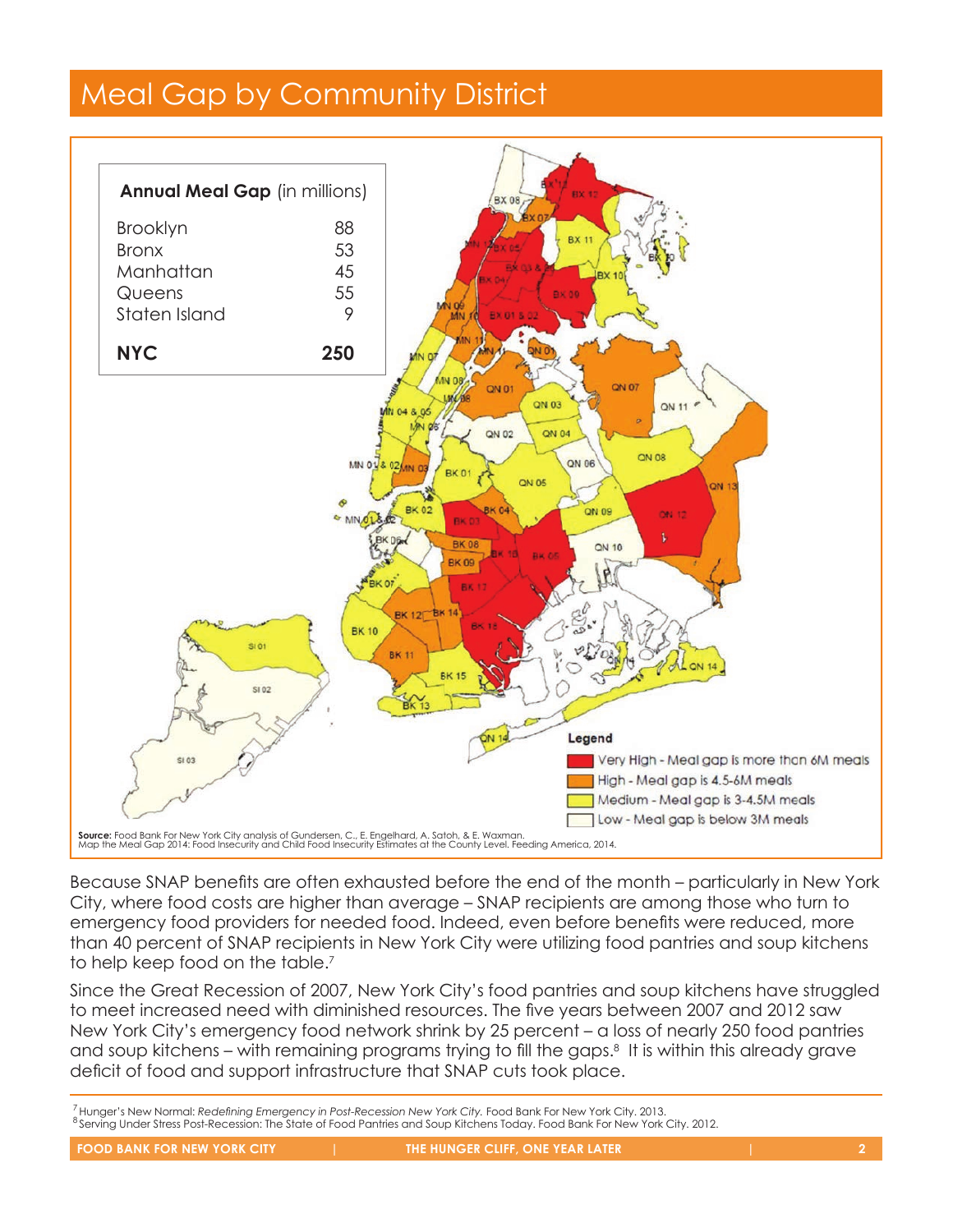# Meal Gap by Community District

**Annual Meal Gap** (in millions)

| Borough | Meal Gap |
|---|---|
| Brooklyn | 88 |
| Bronx | 53 |
| Manhattan | 45 |
| Queens | 55 |
| Staten Island | 9 |
| **NYC** | **250** |

Legend

- Very High - Meal gap is more than 6M meals
- High - Meal gap is 4.5-6M meals
- Medium - Meal gap is 3-4.5M meals
- Low - Meal gap is below 3M meals

**Source:** Food Bank For New York City analysis of Gundersen, C., E. Engelhard, A. Satoh, & E. Waxman. Map the Meal Gap 2014: Food Insecurity and Child Food Insecurity Estimates at the County Level. Feeding America, 2014.

Because SNAP benefits are often exhausted before the end of the month – particularly in New York City, where food costs are higher than average – SNAP recipients are among those who turn to emergency food providers for needed food. Indeed, even before benefits were reduced, more than 40 percent of SNAP recipients in New York City were utilizing food pantries and soup kitchens to help keep food on the table.[7]

Since the Great Recession of 2007, New York City's food pantries and soup kitchens have struggled to meet increased need with diminished resources. The five years between 2007 and 2012 saw New York City's emergency food network shrink by 25 percent – a loss of nearly 250 food pantries and soup kitchens – with remaining programs trying to fill the gaps.[8] It is within this already grave deficit of food and support infrastructure that SNAP cuts took place.

[7] Hunger's New Normal: *Redefining Emergency in Post-Recession New York City.* Food Bank For New York City. 2013.
[8] Serving Under Stress Post-Recession: The State of Food Pantries and Soup Kitchens Today. Food Bank For New York City. 2012.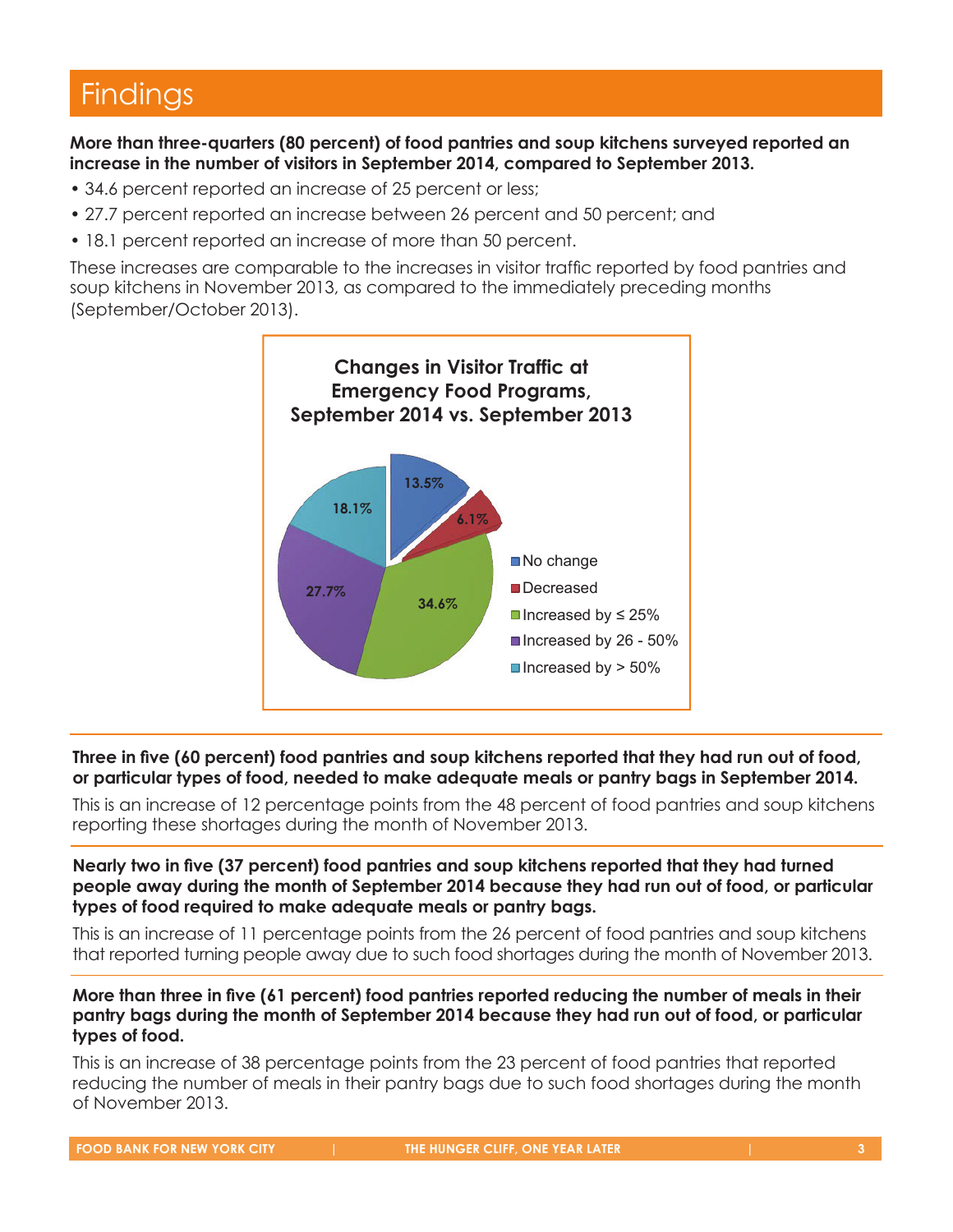# Findings

**More than three-quarters (80 percent) of food pantries and soup kitchens surveyed reported an increase in the number of visitors in September 2014, compared to September 2013.**

- 34.6 percent reported an increase of 25 percent or less;
- 27.7 percent reported an increase between 26 percent and 50 percent; and
- 18.1 percent reported an increase of more than 50 percent.

These increases are comparable to the increases in visitor traffic reported by food pantries and soup kitchens in November 2013, as compared to the immediately preceding months (September/October 2013).

**Changes in Visitor Traffic at Emergency Food Programs, September 2014 vs. September 2013**

| Category | Percent |
|---|---|
| No change | 13.5% |
| Decreased | 6.1% |
| Increased by ≤ 25% | 34.6% |
| Increased by 26 - 50% | 27.7% |
| Increased by > 50% | 18.1% |

**Three in five (60 percent) food pantries and soup kitchens reported that they had run out of food, or particular types of food, needed to make adequate meals or pantry bags in September 2014.**

This is an increase of 12 percentage points from the 48 percent of food pantries and soup kitchens reporting these shortages during the month of November 2013.

**Nearly two in five (37 percent) food pantries and soup kitchens reported that they had turned people away during the month of September 2014 because they had run out of food, or particular types of food required to make adequate meals or pantry bags.**

This is an increase of 11 percentage points from the 26 percent of food pantries and soup kitchens that reported turning people away due to such food shortages during the month of November 2013.

**More than three in five (61 percent) food pantries reported reducing the number of meals in their pantry bags during the month of September 2014 because they had run out of food, or particular types of food.**

This is an increase of 38 percentage points from the 23 percent of food pantries that reported reducing the number of meals in their pantry bags due to such food shortages during the month of November 2013.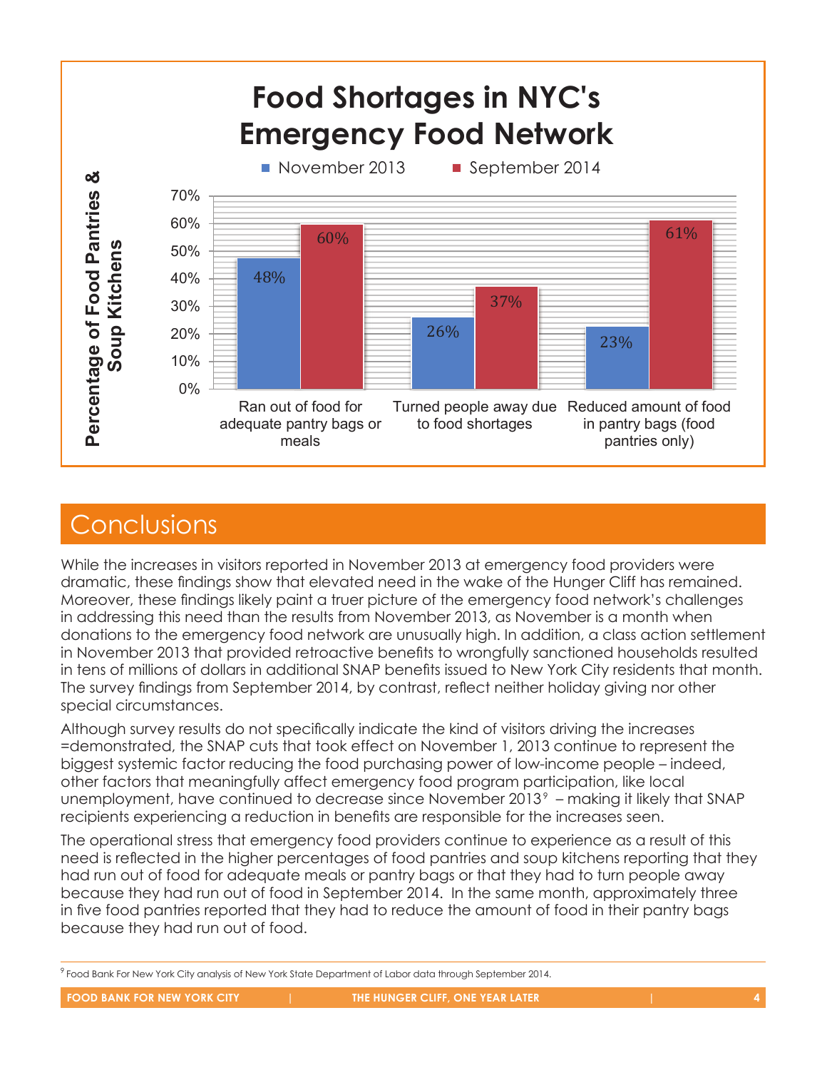## Food Shortages in NYC's Emergency Food Network

| Percentage of Food Pantries & Soup Kitchens | November 2013 | September 2014 |
|---|---|---|
| Ran out of food for adequate pantry bags or meals | 48% | 60% |
| Turned people away due to food shortages | 26% | 37% |
| Reduced amount of food in pantry bags (food pantries only) | 23% | 61% |

# Conclusions

While the increases in visitors reported in November 2013 at emergency food providers were dramatic, these findings show that elevated need in the wake of the Hunger Cliff has remained. Moreover, these findings likely paint a truer picture of the emergency food network's challenges in addressing this need than the results from November 2013, as November is a month when donations to the emergency food network are unusually high. In addition, a class action settlement in November 2013 that provided retroactive benefits to wrongfully sanctioned households resulted in tens of millions of dollars in additional SNAP benefits issued to New York City residents that month. The survey findings from September 2014, by contrast, reflect neither holiday giving nor other special circumstances.

Although survey results do not specifically indicate the kind of visitors driving the increases =demonstrated, the SNAP cuts that took effect on November 1, 2013 continue to represent the biggest systemic factor reducing the food purchasing power of low-income people – indeed, other factors that meaningfully affect emergency food program participation, like local unemployment, have continued to decrease since November 2013[9] – making it likely that SNAP recipients experiencing a reduction in benefits are responsible for the increases seen.

The operational stress that emergency food providers continue to experience as a result of this need is reflected in the higher percentages of food pantries and soup kitchens reporting that they had run out of food for adequate meals or pantry bags or that they had to turn people away because they had run out of food in September 2014. In the same month, approximately three in five food pantries reported that they had to reduce the amount of food in their pantry bags because they had run out of food.

[9] Food Bank For New York City analysis of New York State Department of Labor data through September 2014.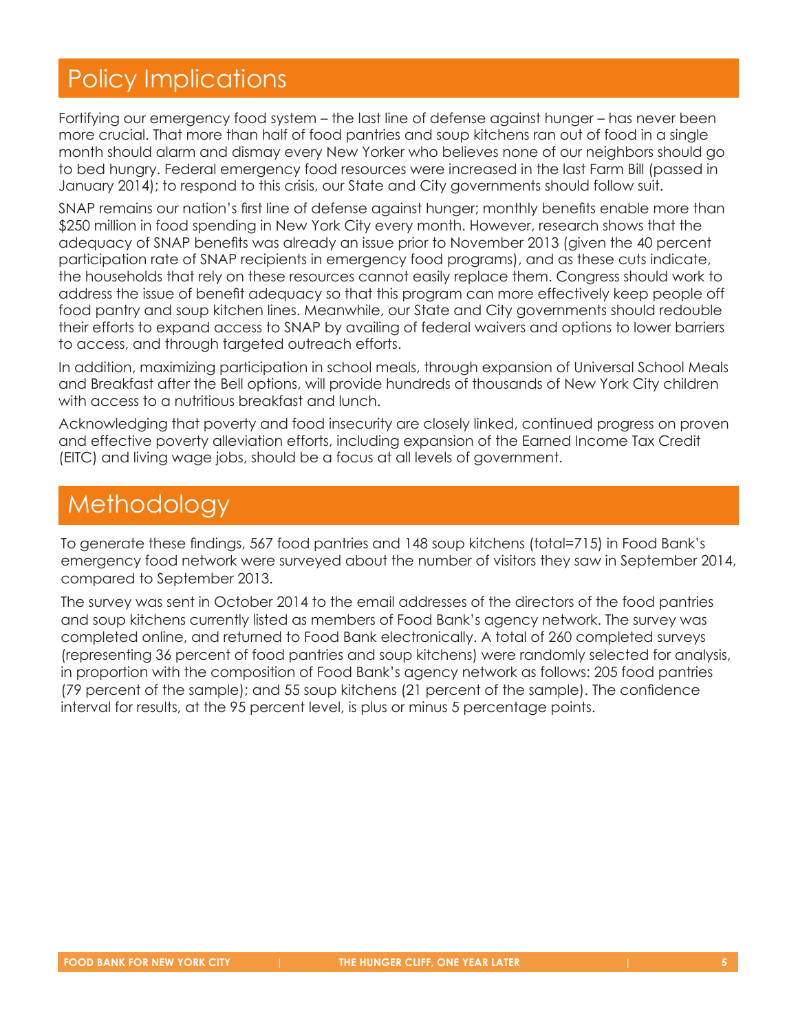## Policy Implications

Fortifying our emergency food system – the last line of defense against hunger – has never been more crucial. That more than half of food pantries and soup kitchens ran out of food in a single month should alarm and dismay every New Yorker who believes none of our neighbors should go to bed hungry. Federal emergency food resources were increased in the last Farm Bill (passed in January 2014); to respond to this crisis, our State and City governments should follow suit.

SNAP remains our nation's first line of defense against hunger; monthly benefits enable more than $250 million in food spending in New York City every month. However, research shows that the adequacy of SNAP benefits was already an issue prior to November 2013 (given the 40 percent participation rate of SNAP recipients in emergency food programs), and as these cuts indicate, the households that rely on these resources cannot easily replace them. Congress should work to address the issue of benefit adequacy so that this program can more effectively keep people off food pantry and soup kitchen lines. Meanwhile, our State and City governments should redouble their efforts to expand access to SNAP by availing of federal waivers and options to lower barriers to access, and through targeted outreach efforts.

In addition, maximizing participation in school meals, through expansion of Universal School Meals and Breakfast after the Bell options, will provide hundreds of thousands of New York City children with access to a nutritious breakfast and lunch.

Acknowledging that poverty and food insecurity are closely linked, continued progress on proven and effective poverty alleviation efforts, including expansion of the Earned Income Tax Credit (EITC) and living wage jobs, should be a focus at all levels of government.

## Methodology

To generate these findings, 567 food pantries and 148 soup kitchens (total=715) in Food Bank's emergency food network were surveyed about the number of visitors they saw in September 2014, compared to September 2013.

The survey was sent in October 2014 to the email addresses of the directors of the food pantries and soup kitchens currently listed as members of Food Bank's agency network. The survey was completed online, and returned to Food Bank electronically. A total of 260 completed surveys (representing 36 percent of food pantries and soup kitchens) were randomly selected for analysis, in proportion with the composition of Food Bank's agency network as follows: 205 food pantries (79 percent of the sample); and 55 soup kitchens (21 percent of the sample). The confidence interval for results, at the 95 percent level, is plus or minus 5 percentage points.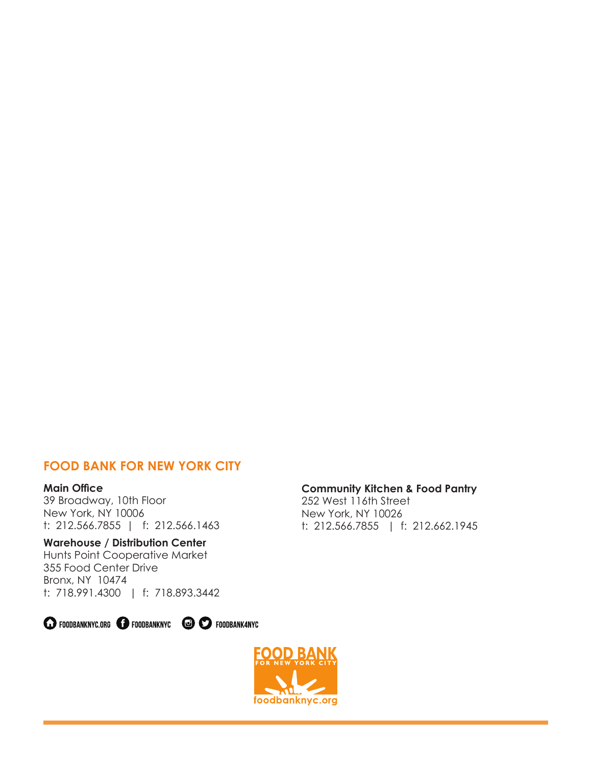## FOOD BANK FOR NEW YORK CITY

**Main Office**
39 Broadway, 10th Floor
New York, NY 10006
t: 212.566.7855 | f: 212.566.1463

**Warehouse / Distribution Center**
Hunts Point Cooperative Market
355 Food Center Drive
Bronx, NY 10474
t: 718.991.4300 | f: 718.893.3442

**Community Kitchen & Food Pantry**
252 West 116th Street
New York, NY 10026
t: 212.566.7855 | f: 212.662.1945

FOODBANKNYC.ORG FOODBANKNYC FOODBANK4NYC

FOOD BANK FOR NEW YORK CITY
foodbanknyc.org